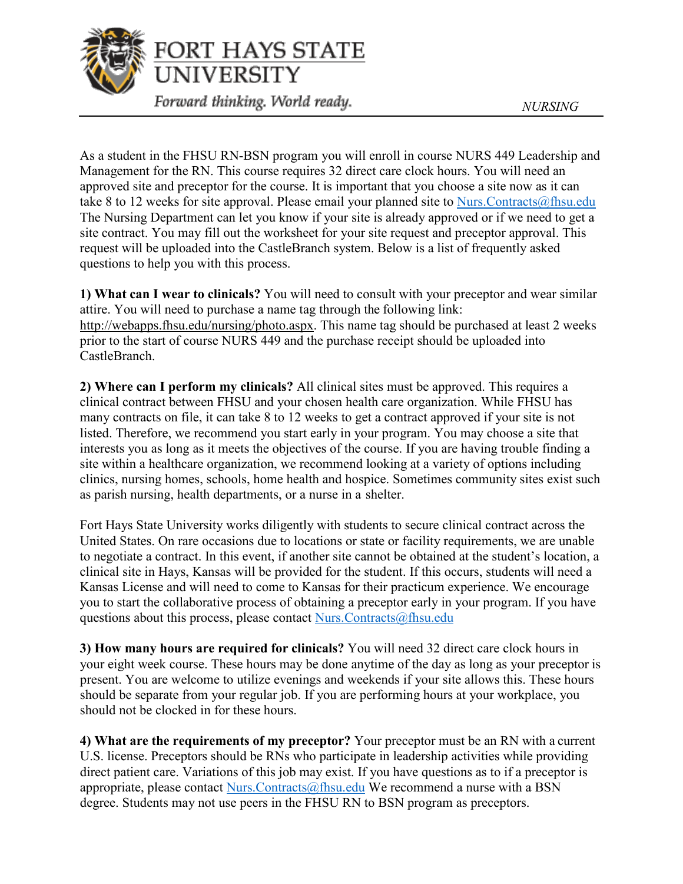FORT HAYS STATE UNIVERSITY

*Forward thinking. World ready.*

*NURSING*

As a student in the FHSU RN-BSN program you will enroll in course NURS 449 Leadership and Management for the RN. This course requires 32 direct care clock hours. You will need an approved site and preceptor for the course. It is important that you choose a site now as it can take 8 to 12 weeks for site approval. Please email your planned site to Nurs.Contracts@fhsu.edu The Nursing Department can let you know if your site is already approved or if we need to get a site contract. You may fill out the worksheet for your site request and preceptor approval. This request will be uploaded into the CastleBranch system. Below is a list of frequently asked questions to help you with this process.

**1) What can I wear to clinicals?** You will need to consult with your preceptor and wear similar attire. You will need to purchase a name tag through the following link: http://webapps.fhsu.edu/nursing/photo.aspx. This name tag should be purchased at least 2 weeks prior to the start of course NURS 449 and the purchase receipt should be uploaded into CastleBranch.

**2) Where can I perform my clinicals?** All clinical sites must be approved. This requires a clinical contract between FHSU and your chosen health care organization. While FHSU has many contracts on file, it can take 8 to 12 weeks to get a contract approved if your site is not listed. Therefore, we recommend you start early in your program. You may choose a site that interests you as long as it meets the objectives of the course. If you are having trouble finding a site within a healthcare organization, we recommend looking at a variety of options including clinics, nursing homes, schools, home health and hospice. Sometimes community sites exist such as parish nursing, health departments, or a nurse in a shelter.

Fort Hays State University works diligently with students to secure clinical contract across the United States. On rare occasions due to locations or state or facility requirements, we are unable to negotiate a contract. In this event, if another site cannot be obtained at the student's location, a clinical site in Hays, Kansas will be provided for the student. If this occurs, students will need a Kansas License and will need to come to Kansas for their practicum experience. We encourage you to start the collaborative process of obtaining a preceptor early in your program. If you have questions about this process, please contact Nurs.Contracts@fhsu.edu

**3) How many hours are required for clinicals?** You will need 32 direct care clock hours in your eight week course. These hours may be done anytime of the day as long as your preceptor is present. You are welcome to utilize evenings and weekends if your site allows this. These hours should be separate from your regular job. If you are performing hours at your workplace, you should not be clocked in for these hours.

**4) What are the requirements of my preceptor?** Your preceptor must be an RN with a current U.S. license. Preceptors should be RNs who participate in leadership activities while providing direct patient care. Variations of this job may exist. If you have questions as to if a preceptor is appropriate, please contact Nurs.Contracts@fhsu.edu We recommend a nurse with a BSN degree. Students may not use peers in the FHSU RN to BSN program as preceptors.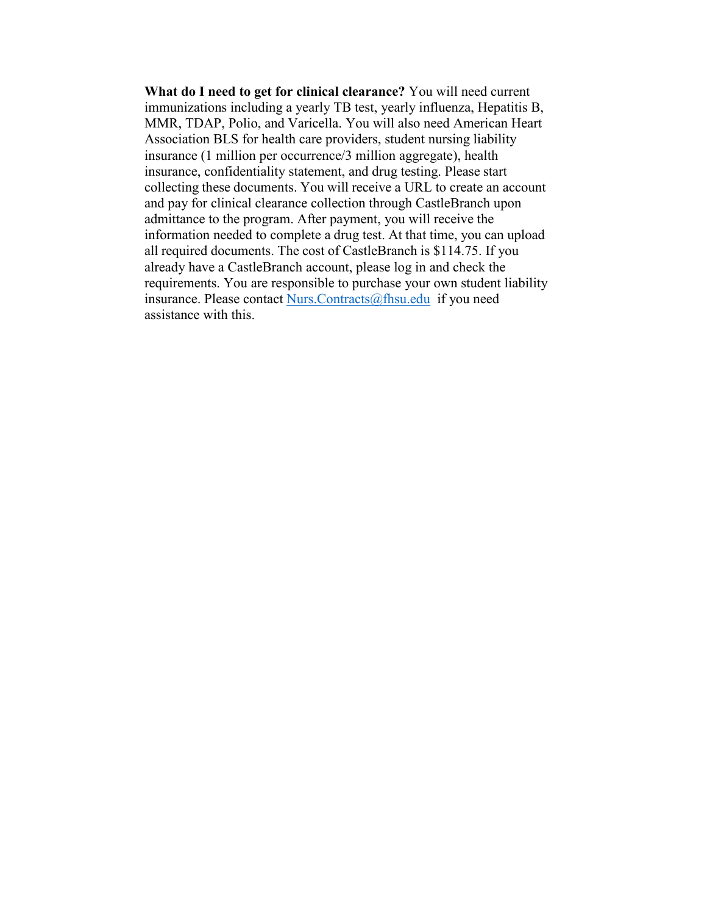**What do I need to get for clinical clearance?** You will need current immunizations including a yearly TB test, yearly influenza, Hepatitis B, MMR, TDAP, Polio, and Varicella. You will also need American Heart Association BLS for health care providers, student nursing liability insurance (1 million per occurrence/3 million aggregate), health insurance, confidentiality statement, and drug testing. Please start collecting these documents. You will receive a URL to create an account and pay for clinical clearance collection through CastleBranch upon admittance to the program. After payment, you will receive the information needed to complete a drug test. At that time, you can upload all required documents. The cost of CastleBranch is $114.75. If you already have a CastleBranch account, please log in and check the requirements. You are responsible to purchase your own student liability insurance. Please contact [Nurs.Contracts@fhsu.edu](mailto:Nurs.Contracts@fhsu.edu) if you need assistance with this.